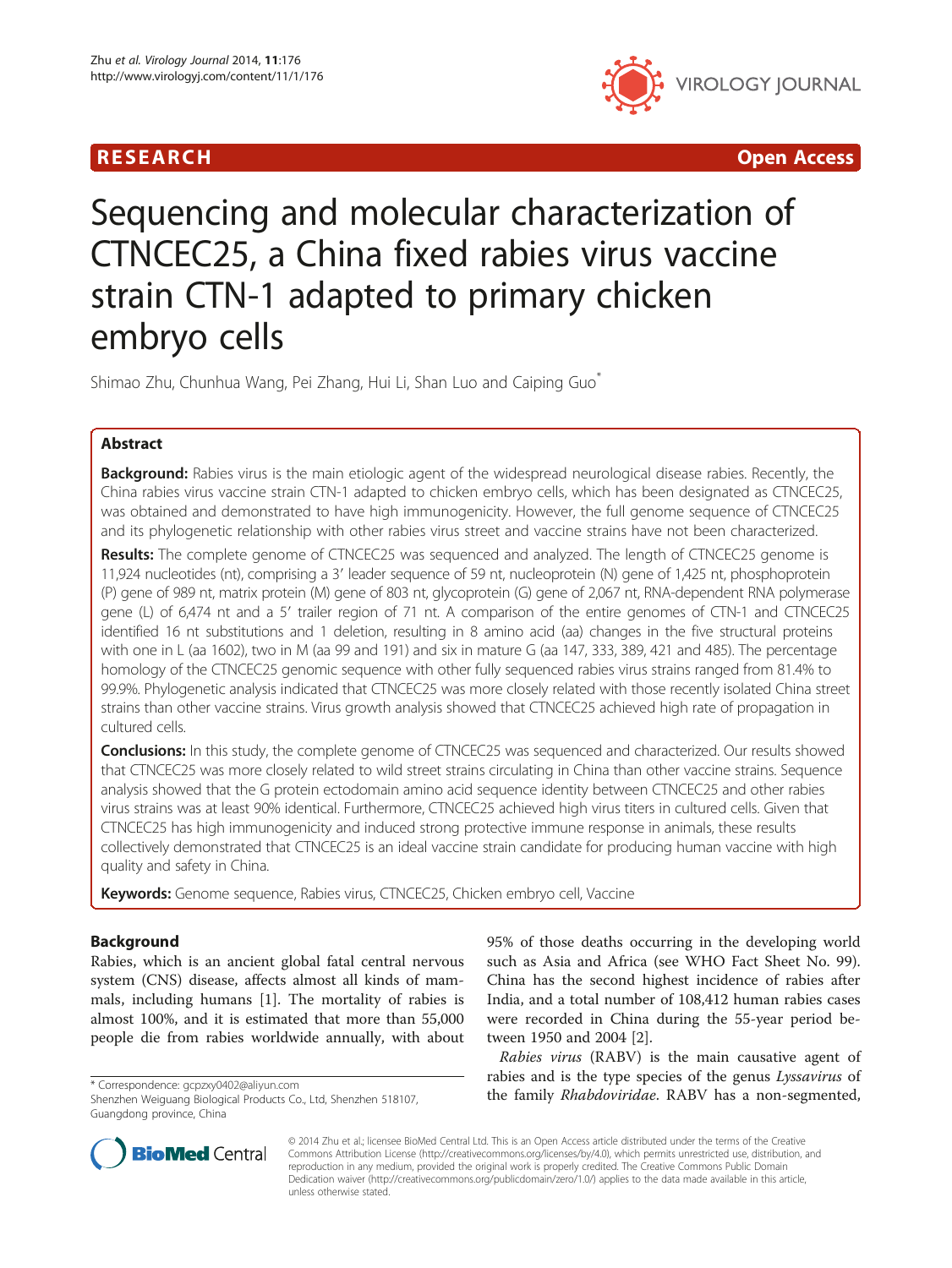**RESEARCH** **Open Access**

# Sequencing and molecular characterization of CTNCEC25, a China fixed rabies virus vaccine strain CTN-1 adapted to primary chicken embryo cells

Shimao Zhu, Chunhua Wang, Pei Zhang, Hui Li, Shan Luo and Caiping Guo[*]

## Abstract

**Background:** Rabies virus is the main etiologic agent of the widespread neurological disease rabies. Recently, the China rabies virus vaccine strain CTN-1 adapted to chicken embryo cells, which has been designated as CTNCEC25, was obtained and demonstrated to have high immunogenicity. However, the full genome sequence of CTNCEC25 and its phylogenetic relationship with other rabies virus street and vaccine strains have not been characterized.

**Results:** The complete genome of CTNCEC25 was sequenced and analyzed. The length of CTNCEC25 genome is 11,924 nucleotides (nt), comprising a 3′ leader sequence of 59 nt, nucleoprotein (N) gene of 1,425 nt, phosphoprotein (P) gene of 989 nt, matrix protein (M) gene of 803 nt, glycoprotein (G) gene of 2,067 nt, RNA-dependent RNA polymerase gene (L) of 6,474 nt and a 5′ trailer region of 71 nt. A comparison of the entire genomes of CTN-1 and CTNCEC25 identified 16 nt substitutions and 1 deletion, resulting in 8 amino acid (aa) changes in the five structural proteins with one in L (aa 1602), two in M (aa 99 and 191) and six in mature G (aa 147, 333, 389, 421 and 485). The percentage homology of the CTNCEC25 genomic sequence with other fully sequenced rabies virus strains ranged from 81.4% to 99.9%. Phylogenetic analysis indicated that CTNCEC25 was more closely related with those recently isolated China street strains than other vaccine strains. Virus growth analysis showed that CTNCEC25 achieved high rate of propagation in cultured cells.

**Conclusions:** In this study, the complete genome of CTNCEC25 was sequenced and characterized. Our results showed that CTNCEC25 was more closely related to wild street strains circulating in China than other vaccine strains. Sequence analysis showed that the G protein ectodomain amino acid sequence identity between CTNCEC25 and other rabies virus strains was at least 90% identical. Furthermore, CTNCEC25 achieved high virus titers in cultured cells. Given that CTNCEC25 has high immunogenicity and induced strong protective immune response in animals, these results collectively demonstrated that CTNCEC25 is an ideal vaccine strain candidate for producing human vaccine with high quality and safety in China.

**Keywords:** Genome sequence, Rabies virus, CTNCEC25, Chicken embryo cell, Vaccine

## Background

Rabies, which is an ancient global fatal central nervous system (CNS) disease, affects almost all kinds of mammals, including humans [1]. The mortality of rabies is almost 100%, and it is estimated that more than 55,000 people die from rabies worldwide annually, with about 95% of those deaths occurring in the developing world such as Asia and Africa (see WHO Fact Sheet No. 99). China has the second highest incidence of rabies after India, and a total number of 108,412 human rabies cases were recorded in China during the 55-year period between 1950 and 2004 [2].

*Rabies virus* (RABV) is the main causative agent of rabies and is the type species of the genus *Lyssavirus* of the family *Rhabdoviridae*. RABV has a non-segmented,

* Correspondence: gcpzxy0402@aliyun.com
Shenzhen Weiguang Biological Products Co., Ltd, Shenzhen 518107, Guangdong province, China

© 2014 Zhu et al.; licensee BioMed Central Ltd. This is an Open Access article distributed under the terms of the Creative Commons Attribution License (http://creativecommons.org/licenses/by/4.0), which permits unrestricted use, distribution, and reproduction in any medium, provided the original work is properly credited. The Creative Commons Public Domain Dedication waiver (http://creativecommons.org/publicdomain/zero/1.0/) applies to the data made available in this article, unless otherwise stated.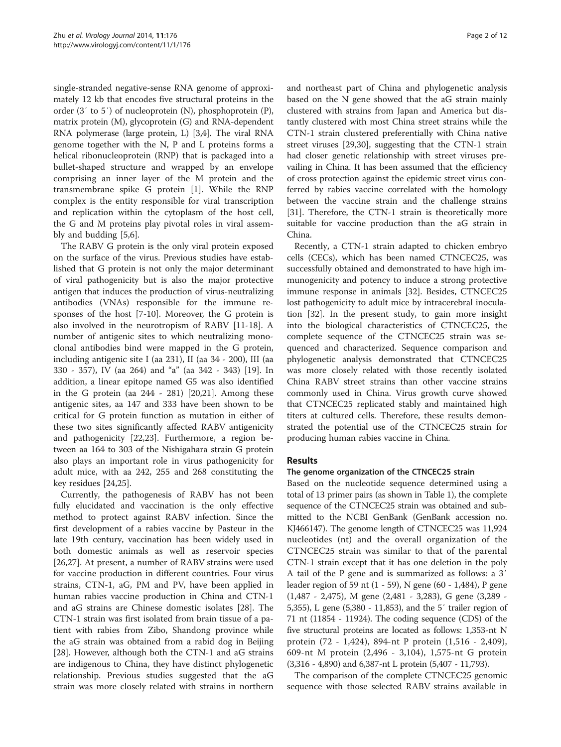single-stranded negative-sense RNA genome of approximately 12 kb that encodes five structural proteins in the order (3′ to 5′) of nucleoprotein (N), phosphoprotein (P), matrix protein (M), glycoprotein (G) and RNA-dependent RNA polymerase (large protein, L) [3,4]. The viral RNA genome together with the N, P and L proteins forms a helical ribonucleoprotein (RNP) that is packaged into a bullet-shaped structure and wrapped by an envelope comprising an inner layer of the M protein and the transmembrane spike G protein [1]. While the RNP complex is the entity responsible for viral transcription and replication within the cytoplasm of the host cell, the G and M proteins play pivotal roles in viral assembly and budding [5,6].

The RABV G protein is the only viral protein exposed on the surface of the virus. Previous studies have established that G protein is not only the major determinant of viral pathogenicity but is also the major protective antigen that induces the production of virus-neutralizing antibodies (VNAs) responsible for the immune responses of the host [7-10]. Moreover, the G protein is also involved in the neurotropism of RABV [11-18]. A number of antigenic sites to which neutralizing monoclonal antibodies bind were mapped in the G protein, including antigenic site I (aa 231), II (aa 34 - 200), III (aa 330 - 357), IV (aa 264) and "a" (aa 342 - 343) [19]. In addition, a linear epitope named G5 was also identified in the G protein (aa 244 - 281) [20,21]. Among these antigenic sites, aa 147 and 333 have been shown to be critical for G protein function as mutation in either of these two sites significantly affected RABV antigenicity and pathogenicity [22,23]. Furthermore, a region between aa 164 to 303 of the Nishigahara strain G protein also plays an important role in virus pathogenicity for adult mice, with aa 242, 255 and 268 constituting the key residues [24,25].

Currently, the pathogenesis of RABV has not been fully elucidated and vaccination is the only effective method to protect against RABV infection. Since the first development of a rabies vaccine by Pasteur in the late 19th century, vaccination has been widely used in both domestic animals as well as reservoir species [26,27]. At present, a number of RABV strains were used for vaccine production in different countries. Four virus strains, CTN-1, aG, PM and PV, have been applied in human rabies vaccine production in China and CTN-1 and aG strains are Chinese domestic isolates [28]. The CTN-1 strain was first isolated from brain tissue of a patient with rabies from Zibo, Shandong province while the aG strain was obtained from a rabid dog in Beijing [28]. However, although both the CTN-1 and aG strains are indigenous to China, they have distinct phylogenetic relationship. Previous studies suggested that the aG strain was more closely related with strains in northern and northeast part of China and phylogenetic analysis based on the N gene showed that the aG strain mainly clustered with strains from Japan and America but distantly clustered with most China street strains while the CTN-1 strain clustered preferentially with China native street viruses [29,30], suggesting that the CTN-1 strain had closer genetic relationship with street viruses prevailing in China. It has been assumed that the efficiency of cross protection against the epidemic street virus conferred by rabies vaccine correlated with the homology between the vaccine strain and the challenge strains [31]. Therefore, the CTN-1 strain is theoretically more suitable for vaccine production than the aG strain in China.

Recently, a CTN-1 strain adapted to chicken embryo cells (CECs), which has been named CTNCEC25, was successfully obtained and demonstrated to have high immunogenicity and potency to induce a strong protective immune response in animals [32]. Besides, CTNCEC25 lost pathogenicity to adult mice by intracerebral inoculation [32]. In the present study, to gain more insight into the biological characteristics of CTNCEC25, the complete sequence of the CTNCEC25 strain was sequenced and characterized. Sequence comparison and phylogenetic analysis demonstrated that CTNCEC25 was more closely related with those recently isolated China RABV street strains than other vaccine strains commonly used in China. Virus growth curve showed that CTNCEC25 replicated stably and maintained high titers at cultured cells. Therefore, these results demonstrated the potential use of the CTNCEC25 strain for producing human rabies vaccine in China.

## Results

### The genome organization of the CTNCEC25 strain

Based on the nucleotide sequence determined using a total of 13 primer pairs (as shown in Table 1), the complete sequence of the CTNCEC25 strain was obtained and submitted to the NCBI GenBank (GenBank accession no. KJ466147). The genome length of CTNCEC25 was 11,924 nucleotides (nt) and the overall organization of the CTNCEC25 strain was similar to that of the parental CTN-1 strain except that it has one deletion in the poly A tail of the P gene and is summarized as follows: a 3′ leader region of 59 nt (1 - 59), N gene (60 - 1,484), P gene (1,487 - 2,475), M gene (2,481 - 3,283), G gene (3,289 - 5,355), L gene (5,380 - 11,853), and the 5′ trailer region of 71 nt (11854 - 11924). The coding sequence (CDS) of the five structural proteins are located as follows: 1,353-nt N protein (72 - 1,424), 894-nt P protein (1,516 - 2,409), 609-nt M protein (2,496 - 3,104), 1,575-nt G protein (3,316 - 4,890) and 6,387-nt L protein (5,407 - 11,793).

The comparison of the complete CTNCEC25 genomic sequence with those selected RABV strains available in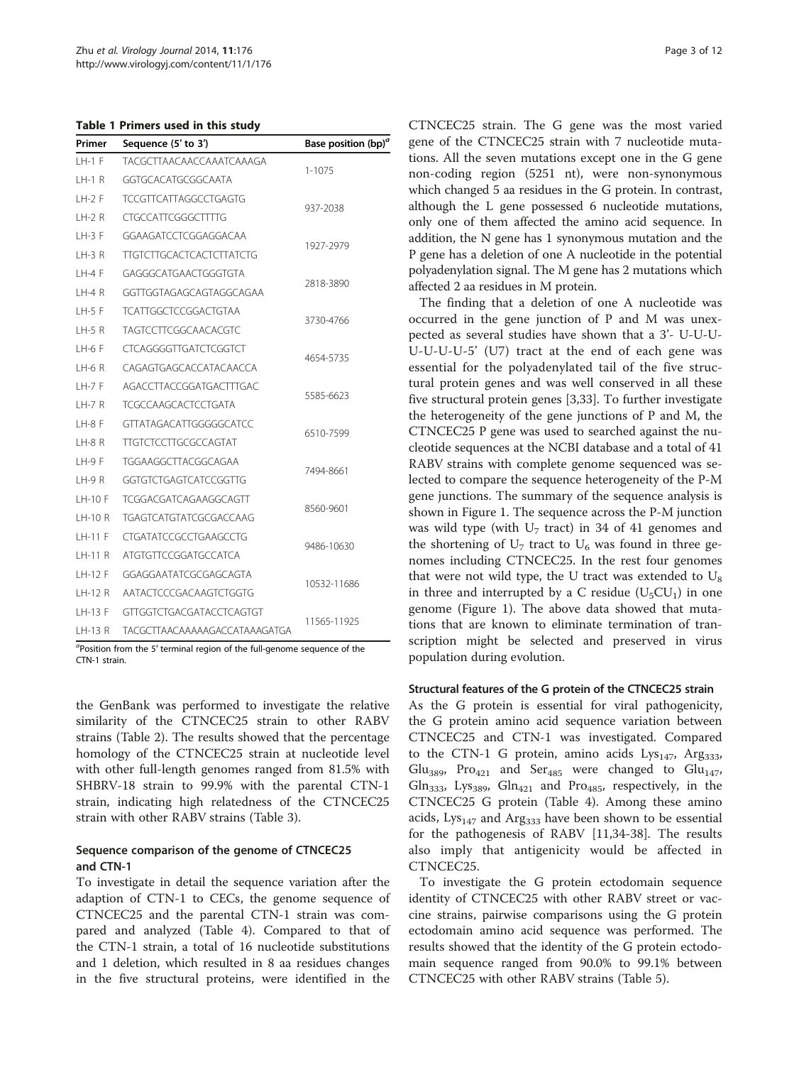**Table 1 Primers used in this study**

| Primer | Sequence (5′ to 3′) | Base position (bp)[a] |
|---|---|---|
| LH-1 F | TACGCTTAACAACCAAATCAAAGA | 1-1075 |
| LH-1 R | GGTGCACATGCGGCAATA | |
| LH-2 F | TCCGTTCATTAGGCCTGAGTG | 937-2038 |
| LH-2 R | CTGCCATTCGGGCTTTTG | |
| LH-3 F | GGAAGATCCTCGGAGGACAA | 1927-2979 |
| LH-3 R | TTGTCTTGCACTCACTCTTATCTG | |
| LH-4 F | GAGGGCATGAACTGGGTGTA | 2818-3890 |
| LH-4 R | GGTTGGTAGAGCAGTAGGCAGAA | |
| LH-5 F | TCATTGGCTCCGGACTGTAA | 3730-4766 |
| LH-5 R | TAGTCCTTCGGCAACACGTC | |
| LH-6 F | CTCAGGGGTTGATCTCGGTCT | 4654-5735 |
| LH-6 R | CAGAGTGAGCACCATACAACCA | |
| LH-7 F | AGACCTTACCGGATGACTTTGAC | 5585-6623 |
| LH-7 R | TCGCCAAGCACTCCTGATA | |
| LH-8 F | GTTATAGACATTGGGGGCATCC | 6510-7599 |
| LH-8 R | TTGTCTCCTTGCGCCAGTAT | |
| LH-9 F | TGGAAGGCTTACGGCAGAA | 7494-8661 |
| LH-9 R | GGTGTCTGAGTCATCCGGTTG | |
| LH-10 F | TCGGACGATCAGAAGGCAGTT | 8560-9601 |
| LH-10 R | TGAGTCATGTATCGCGACCAAG | |
| LH-11 F | CTGATATCCGCCTGAAGCCTG | 9486-10630 |
| LH-11 R | ATGTGTTCCGGATGCCATCA | |
| LH-12 F | GGAGGAATATCGCGAGCAGTA | 10532-11686 |
| LH-12 R | AATACTCCCGACAAGTCTGGTG | |
| LH-13 F | GTTGGTCTGACGATACCTCAGTGT | 11565-11925 |
| LH-13 R | TACGCTTAACAAAAAGACCATAAAGATGA | |

[a]Position from the 5′ terminal region of the full-genome sequence of the CTN-1 strain.

the GenBank was performed to investigate the relative similarity of the CTNCEC25 strain to other RABV strains (Table 2). The results showed that the percentage homology of the CTNCEC25 strain at nucleotide level with other full-length genomes ranged from 81.5% with SHBRV-18 strain to 99.9% with the parental CTN-1 strain, indicating high relatedness of the CTNCEC25 strain with other RABV strains (Table 3).

### Sequence comparison of the genome of CTNCEC25 and CTN-1

To investigate in detail the sequence variation after the adaption of CTN-1 to CECs, the genome sequence of CTNCEC25 and the parental CTN-1 strain was compared and analyzed (Table 4). Compared to that of the CTN-1 strain, a total of 16 nucleotide substitutions and 1 deletion, which resulted in 8 aa residues changes in the five structural proteins, were identified in the CTNCEC25 strain. The G gene was the most varied gene of the CTNCEC25 strain with 7 nucleotide mutations. All the seven mutations except one in the G gene non-coding region (5251 nt), were non-synonymous which changed 5 aa residues in the G protein. In contrast, although the L gene possessed 6 nucleotide mutations, only one of them affected the amino acid sequence. In addition, the N gene has 1 synonymous mutation and the P gene has a deletion of one A nucleotide in the potential polyadenylation signal. The M gene has 2 mutations which affected 2 aa residues in M protein.

The finding that a deletion of one A nucleotide was occurred in the gene junction of P and M was unexpected as several studies have shown that a 3′- U-U-U-U-U-U-U-5′ ($U7$) tract at the end of each gene was essential for the polyadenylated tail of the five structural protein genes and was well conserved in all these five structural protein genes [3,33]. To further investigate the heterogeneity of the gene junctions of P and M, the CTNCEC25 P gene was used to searched against the nucleotide sequences at the NCBI database and a total of 41 RABV strains with complete genome sequenced was selected to compare the sequence heterogeneity of the P-M gene junctions. The summary of the sequence analysis is shown in Figure 1. The sequence across the P-M junction was wild type (with $U_7$ tract) in 34 of 41 genomes and the shortening of $U_7$ tract to $U_6$ was found in three genomes including CTNCEC25. In the rest four genomes that were not wild type, the U tract was extended to $U_8$ in three and interrupted by a C residue ($U_5CU_1$) in one genome (Figure 1). The above data showed that mutations that are known to eliminate termination of transcription might be selected and preserved in virus population during evolution.

### Structural features of the G protein of the CTNCEC25 strain

As the G protein is essential for viral pathogenicity, the G protein amino acid sequence variation between CTNCEC25 and CTN-1 was investigated. Compared to the CTN-1 G protein, amino acids $Lys_{147}$, $Arg_{333}$, $Glu_{389}$, $Pro_{421}$ and $Ser_{485}$ were changed to $Glu_{147}$, $Gln_{333}$, $Lys_{389}$, $Gln_{421}$ and $Pro_{485}$, respectively, in the CTNCEC25 G protein (Table 4). Among these amino acids, $Lys_{147}$ and $Arg_{333}$ have been shown to be essential for the pathogenesis of RABV [11,34-38]. The results also imply that antigenicity would be affected in CTNCEC25.

To investigate the G protein ectodomain sequence identity of CTNCEC25 with other RABV street or vaccine strains, pairwise comparisons using the G protein ectodomain amino acid sequence was performed. The results showed that the identity of the G protein ectodomain sequence ranged from 90.0% to 99.1% between CTNCEC25 with other RABV strains (Table 5).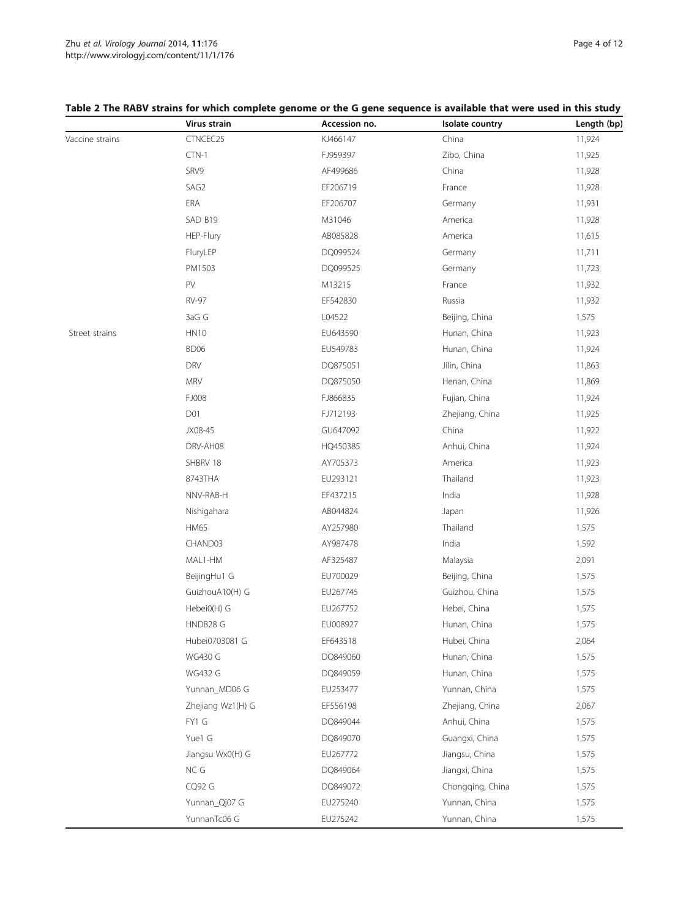**Table 2 The RABV strains for which complete genome or the G gene sequence is available that were used in this study**

| | Virus strain | Accession no. | Isolate country | Length (bp) |
|---|---|---|---|---|
| Vaccine strains | CTNCEC25 | KJ466147 | China | 11,924 |
| | CTN-1 | FJ959397 | Zibo, China | 11,925 |
| | SRV9 | AF499686 | China | 11,928 |
| | SAG2 | EF206719 | France | 11,928 |
| | ERA | EF206707 | Germany | 11,931 |
| | SAD B19 | M31046 | America | 11,928 |
| | HEP-Flury | AB085828 | America | 11,615 |
| | FluryLEP | DQ099524 | Germany | 11,711 |
| | PM1503 | DQ099525 | Germany | 11,723 |
| | PV | M13215 | France | 11,932 |
| | RV-97 | EF542830 | Russia | 11,932 |
| | 3aG G | L04522 | Beijing, China | 1,575 |
| Street strains | HN10 | EU643590 | Hunan, China | 11,923 |
| | BD06 | EU549783 | Hunan, China | 11,924 |
| | DRV | DQ875051 | Jilin, China | 11,863 |
| | MRV | DQ875050 | Henan, China | 11,869 |
| | FJ008 | FJ866835 | Fujian, China | 11,924 |
| | D01 | FJ712193 | Zhejiang, China | 11,925 |
| | JX08-45 | GU647092 | China | 11,922 |
| | DRV-AH08 | HQ450385 | Anhui, China | 11,924 |
| | SHBRV 18 | AY705373 | America | 11,923 |
| | 8743THA | EU293121 | Thailand | 11,923 |
| | NNV-RAB-H | EF437215 | India | 11,928 |
| | Nishigahara | AB044824 | Japan | 11,926 |
| | HM65 | AY257980 | Thailand | 1,575 |
| | CHAND03 | AY987478 | India | 1,592 |
| | MAL1-HM | AF325487 | Malaysia | 2,091 |
| | BeijingHu1 G | EU700029 | Beijing, China | 1,575 |
| | GuizhouA10(H) G | EU267745 | Guizhou, China | 1,575 |
| | Hebei0(H) G | EU267752 | Hebei, China | 1,575 |
| | HNDB28 G | EU008927 | Hunan, China | 1,575 |
| | Hubei0703081 G | EF643518 | Hubei, China | 2,064 |
| | WG430 G | DQ849060 | Hunan, China | 1,575 |
| | WG432 G | DQ849059 | Hunan, China | 1,575 |
| | Yunnan_MD06 G | EU253477 | Yunnan, China | 1,575 |
| | Zhejiang Wz1(H) G | EF556198 | Zhejiang, China | 2,067 |
| | FY1 G | DQ849044 | Anhui, China | 1,575 |
| | Yue1 G | DQ849070 | Guangxi, China | 1,575 |
| | Jiangsu Wx0(H) G | EU267772 | Jiangsu, China | 1,575 |
| | NC G | DQ849064 | Jiangxi, China | 1,575 |
| | CQ92 G | DQ849072 | Chongqing, China | 1,575 |
| | Yunnan_Qj07 G | EU275240 | Yunnan, China | 1,575 |
| | YunnanTc06 G | EU275242 | Yunnan, China | 1,575 |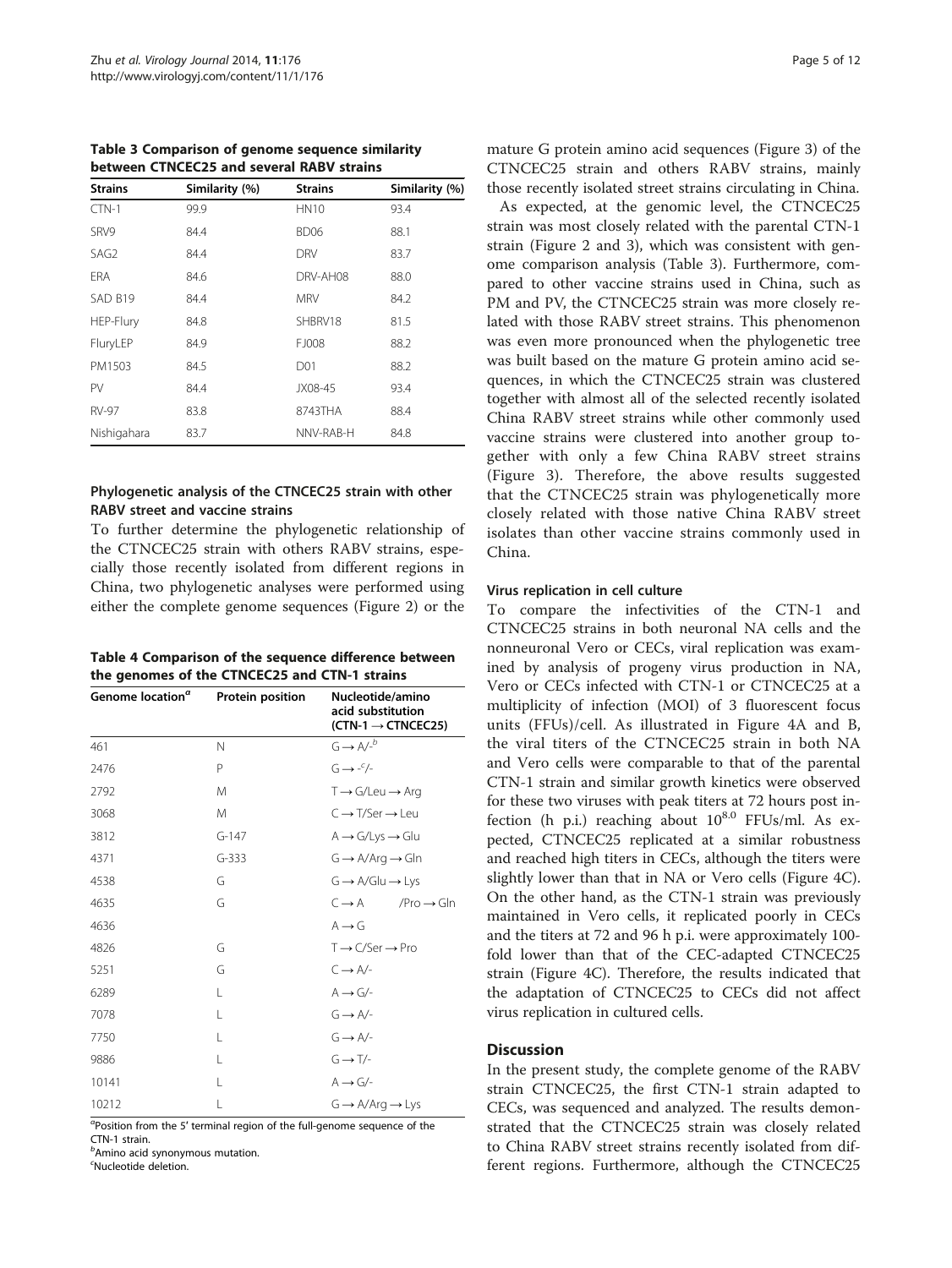**Table 3 Comparison of genome sequence similarity between CTNCEC25 and several RABV strains**

| Strains | Similarity (%) | Strains | Similarity (%) |
|---|---|---|---|
| CTN-1 | 99.9 | HN10 | 93.4 |
| SRV9 | 84.4 | BD06 | 88.1 |
| SAG2 | 84.4 | DRV | 83.7 |
| ERA | 84.6 | DRV-AH08 | 88.0 |
| SAD B19 | 84.4 | MRV | 84.2 |
| HEP-Flury | 84.8 | SHBRV18 | 81.5 |
| FluryLEP | 84.9 | FJ008 | 88.2 |
| PM1503 | 84.5 | D01 | 88.2 |
| PV | 84.4 | JX08-45 | 93.4 |
| RV-97 | 83.8 | 8743THA | 88.4 |
| Nishigahara | 83.7 | NNV-RAB-H | 84.8 |

### Phylogenetic analysis of the CTNCEC25 strain with other RABV street and vaccine strains

To further determine the phylogenetic relationship of the CTNCEC25 strain with others RABV strains, especially those recently isolated from different regions in China, two phylogenetic analyses were performed using either the complete genome sequences (Figure 2) or the mature G protein amino acid sequences (Figure 3) of the CTNCEC25 strain and others RABV strains, mainly those recently isolated street strains circulating in China.

As expected, at the genomic level, the CTNCEC25 strain was most closely related with the parental CTN-1 strain (Figure 2 and 3), which was consistent with genome comparison analysis (Table 3). Furthermore, compared to other vaccine strains used in China, such as PM and PV, the CTNCEC25 strain was more closely related with those RABV street strains. This phenomenon was even more pronounced when the phylogenetic tree was built based on the mature G protein amino acid sequences, in which the CTNCEC25 strain was clustered together with almost all of the selected recently isolated China RABV street strains while other commonly used vaccine strains were clustered into another group together with only a few China RABV street strains (Figure 3). Therefore, the above results suggested that the CTNCEC25 strain was phylogenetically more closely related with those native China RABV street isolates than other vaccine strains commonly used in China.

**Table 4 Comparison of the sequence difference between the genomes of the CTNCEC25 and CTN-1 strains**

| Genome location[a] | Protein position | Nucleotide/amino acid substitution (CTN-1 → CTNCEC25) |
|---|---|---|
| 461 | N | G → A/-[b] |
| 2476 | P | G → -[c]/- |
| 2792 | M | T → G/Leu → Arg |
| 3068 | M | C → T/Ser → Leu |
| 3812 | G-147 | A → G/Lys → Glu |
| 4371 | G-333 | G → A/Arg → Gln |
| 4538 | G | G → A/Glu → Lys |
| 4635 | G | C → A /Pro → Gln |
| 4636 | | A → G |
| 4826 | G | T → C/Ser → Pro |
| 5251 | G | C → A/- |
| 6289 | L | A → G/- |
| 7078 | L | G → A/- |
| 7750 | L | G → A/- |
| 9886 | L | G → T/- |
| 10141 | L | A → G/- |
| 10212 | L | G → A/Arg → Lys |

[a]Position from the 5′ terminal region of the full-genome sequence of the CTN-1 strain.
[b]Amino acid synonymous mutation.
[c]Nucleotide deletion.

### Virus replication in cell culture

To compare the infectivities of the CTN-1 and CTNCEC25 strains in both neuronal NA cells and the nonneuronal Vero or CECs, viral replication was examined by analysis of progeny virus production in NA, Vero or CECs infected with CTN-1 or CTNCEC25 at a multiplicity of infection (MOI) of 3 fluorescent focus units (FFUs)/cell. As illustrated in Figure 4A and B, the viral titers of the CTNCEC25 strain in both NA and Vero cells were comparable to that of the parental CTN-1 strain and similar growth kinetics were observed for these two viruses with peak titers at 72 hours post infection (h p.i.) reaching about $10^{8.0}$ FFUs/ml. As expected, CTNCEC25 replicated at a similar robustness and reached high titers in CECs, although the titers were slightly lower than that in NA or Vero cells (Figure 4C). On the other hand, as the CTN-1 strain was previously maintained in Vero cells, it replicated poorly in CECs and the titers at 72 and 96 h p.i. were approximately 100-fold lower than that of the CEC-adapted CTNCEC25 strain (Figure 4C). Therefore, the results indicated that the adaptation of CTNCEC25 to CECs did not affect virus replication in cultured cells.

## Discussion

In the present study, the complete genome of the RABV strain CTNCEC25, the first CTN-1 strain adapted to CECs, was sequenced and analyzed. The results demonstrated that the CTNCEC25 strain was closely related to China RABV street strains recently isolated from different regions. Furthermore, although the CTNCEC25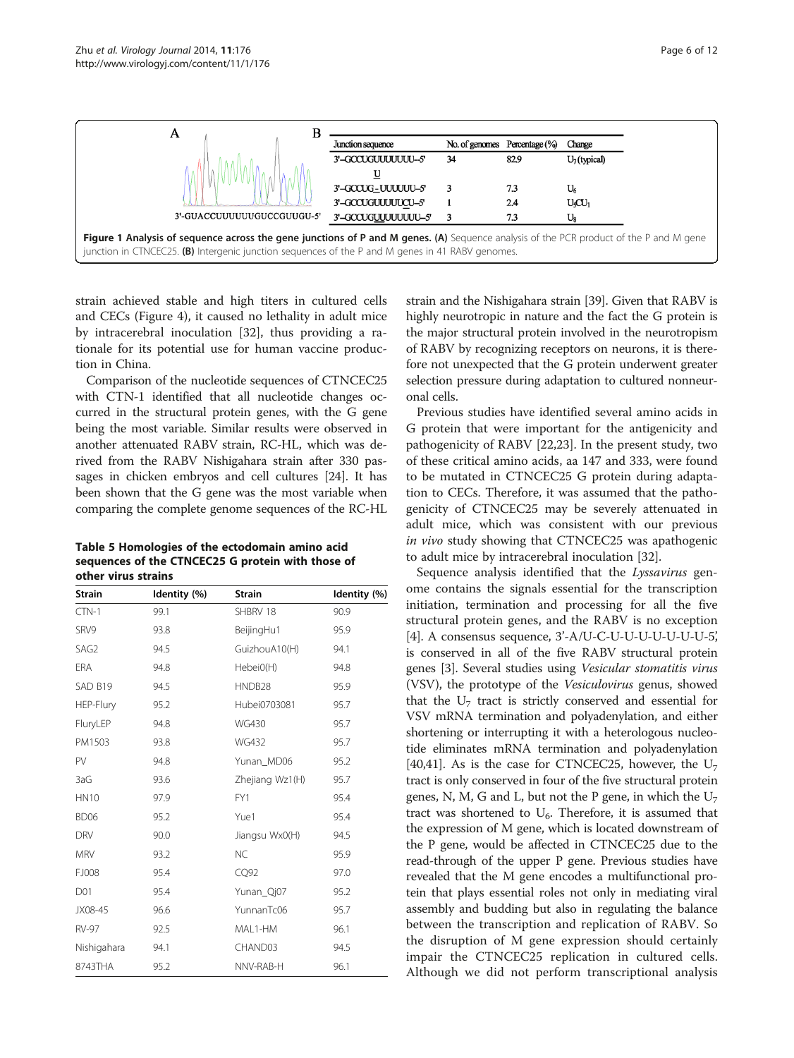| Junction sequence | No. of genomes | Percentage (%) | Change |
| --- | --- | --- | --- |
| 3'–GCCUGUUUUUUU–5' | 34 | 82.9 | $U_7$ (typical) |
| 3'–GCCUG_UUUUUU–5' | 3 | 7.3 | $U_6$ |
| 3'–GCCUGUUUUUCU–5' | 1 | 2.4 | $U_5CU_1$ |
| 3'–GCCUGUUUUUUUU–5' | 3 | 7.3 | $U_8$ |

3'-GUACCUUUUUUGUCCGUUGU-5'

**Figure 1 Analysis of sequence across the gene junctions of P and M genes. (A)** Sequence analysis of the PCR product of the P and M gene junction in CTNCEC25. **(B)** Intergenic junction sequences of the P and M genes in 41 RABV genomes.

strain achieved stable and high titers in cultured cells and CECs (Figure 4), it caused no lethality in adult mice by intracerebral inoculation [32], thus providing a rationale for its potential use for human vaccine production in China.

Comparison of the nucleotide sequences of CTNCEC25 with CTN-1 identified that all nucleotide changes occurred in the structural protein genes, with the G gene being the most variable. Similar results were observed in another attenuated RABV strain, RC-HL, which was derived from the RABV Nishigahara strain after 330 passages in chicken embryos and cell cultures [24]. It has been shown that the G gene was the most variable when comparing the complete genome sequences of the RC-HL strain and the Nishigahara strain [39]. Given that RABV is highly neurotropic in nature and the fact the G protein is the major structural protein involved in the neurotropism of RABV by recognizing receptors on neurons, it is therefore not unexpected that the G protein underwent greater selection pressure during adaptation to cultured nonneuronal cells.

**Table 5 Homologies of the ectodomain amino acid sequences of the CTNCEC25 G protein with those of other virus strains**

| Strain | Identity (%) | Strain | Identity (%) |
| --- | --- | --- | --- |
| CTN-1 | 99.1 | SHBRV 18 | 90.9 |
| SRV9 | 93.8 | BeijingHu1 | 95.9 |
| SAG2 | 94.5 | GuizhouA10(H) | 94.1 |
| ERA | 94.8 | Hebei0(H) | 94.8 |
| SAD B19 | 94.5 | HNDB28 | 95.9 |
| HEP-Flury | 95.2 | Hubei0703081 | 95.7 |
| FluryLEP | 94.8 | WG430 | 95.7 |
| PM1503 | 93.8 | WG432 | 95.7 |
| PV | 94.8 | Yunan_MD06 | 95.2 |
| 3aG | 93.6 | Zhejiang Wz1(H) | 95.7 |
| HN10 | 97.9 | FY1 | 95.4 |
| BD06 | 95.2 | Yue1 | 95.4 |
| DRV | 90.0 | Jiangsu Wx0(H) | 94.5 |
| MRV | 93.2 | NC | 95.9 |
| FJ008 | 95.4 | CQ92 | 97.0 |
| D01 | 95.4 | Yunan_Qj07 | 95.2 |
| JX08-45 | 96.6 | YunnanTc06 | 95.7 |
| RV-97 | 92.5 | MAL1-HM | 96.1 |
| Nishigahara | 94.1 | CHAND03 | 94.5 |
| 8743THA | 95.2 | NNV-RAB-H | 96.1 |

Previous studies have identified several amino acids in G protein that were important for the antigenicity and pathogenicity of RABV [22,23]. In the present study, two of these critical amino acids, aa 147 and 333, were found to be mutated in CTNCEC25 G protein during adaptation to CECs. Therefore, it was assumed that the pathogenicity of CTNCEC25 may be severely attenuated in adult mice, which was consistent with our previous *in vivo* study showing that CTNCEC25 was apathogenic to adult mice by intracerebral inoculation [32].

Sequence analysis identified that the *Lyssavirus* genome contains the signals essential for the transcription initiation, termination and processing for all the five structural protein genes, and the RABV is no exception [4]. A consensus sequence, 3'-A/U-C-U-U-U-U-U-U-U-5', is conserved in all of the five RABV structural protein genes [3]. Several studies using *Vesicular stomatitis virus* (VSV), the prototype of the *Vesiculovirus* genus, showed that the $U_7$ tract is strictly conserved and essential for VSV mRNA termination and polyadenylation, and either shortening or interrupting it with a heterologous nucleotide eliminates mRNA termination and polyadenylation [40,41]. As is the case for CTNCEC25, however, the $U_7$ tract is only conserved in four of the five structural protein genes, N, M, G and L, but not the P gene, in which the $U_7$ tract was shortened to $U_6$. Therefore, it is assumed that the expression of M gene, which is located downstream of the P gene, would be affected in CTNCEC25 due to the read-through of the upper P gene. Previous studies have revealed that the M gene encodes a multifunctional protein that plays essential roles not only in mediating viral assembly and budding but also in regulating the balance between the transcription and replication of RABV. So the disruption of M gene expression should certainly impair the CTNCEC25 replication in cultured cells. Although we did not perform transcriptional analysis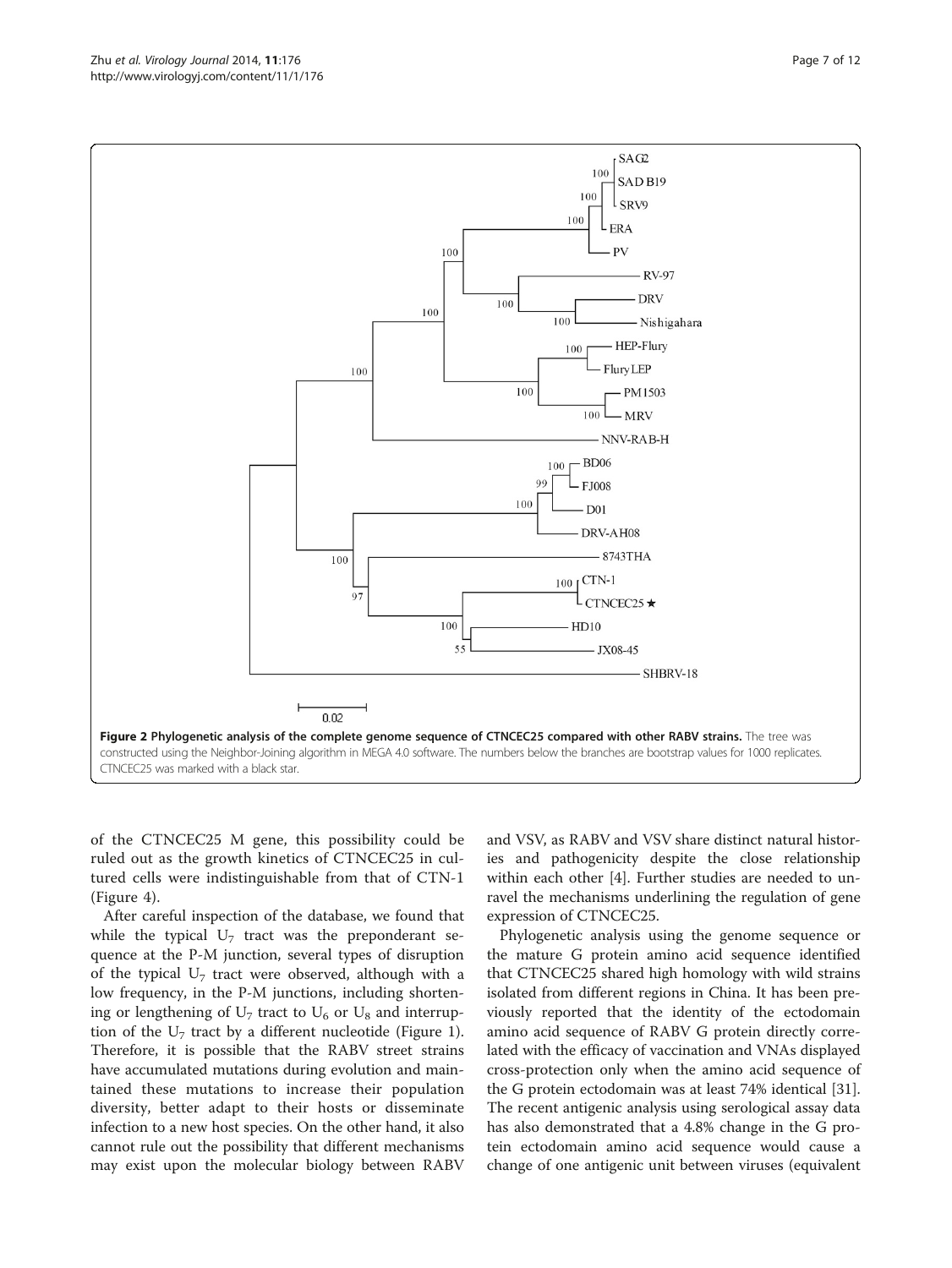Figure 2 Phylogenetic analysis of the complete genome sequence of CTNCEC25 compared with other RABV strains. The tree was constructed using the Neighbor-Joining algorithm in MEGA 4.0 software. The numbers below the branches are bootstrap values for 1000 replicates. CTNCEC25 was marked with a black star.

of the CTNCEC25 M gene, this possibility could be ruled out as the growth kinetics of CTNCEC25 in cultured cells were indistinguishable from that of CTN-1 (Figure 4).

After careful inspection of the database, we found that while the typical $U_7$ tract was the preponderant sequence at the P-M junction, several types of disruption of the typical $U_7$ tract were observed, although with a low frequency, in the P-M junctions, including shortening or lengthening of $U_7$ tract to $U_6$ or $U_8$ and interruption of the $U_7$ tract by a different nucleotide (Figure 1). Therefore, it is possible that the RABV street strains have accumulated mutations during evolution and maintained these mutations to increase their population diversity, better adapt to their hosts or disseminate infection to a new host species. On the other hand, it also cannot rule out the possibility that different mechanisms may exist upon the molecular biology between RABV and VSV, as RABV and VSV share distinct natural histories and pathogenicity despite the close relationship within each other [4]. Further studies are needed to unravel the mechanisms underlining the regulation of gene expression of CTNCEC25.

Phylogenetic analysis using the genome sequence or the mature G protein amino acid sequence identified that CTNCEC25 shared high homology with wild strains isolated from different regions in China. It has been previously reported that the identity of the ectodomain amino acid sequence of RABV G protein directly correlated with the efficacy of vaccination and VNAs displayed cross-protection only when the amino acid sequence of the G protein ectodomain was at least 74% identical [31]. The recent antigenic analysis using serological assay data has also demonstrated that a 4.8% change in the G protein ectodomain amino acid sequence would cause a change of one antigenic unit between viruses (equivalent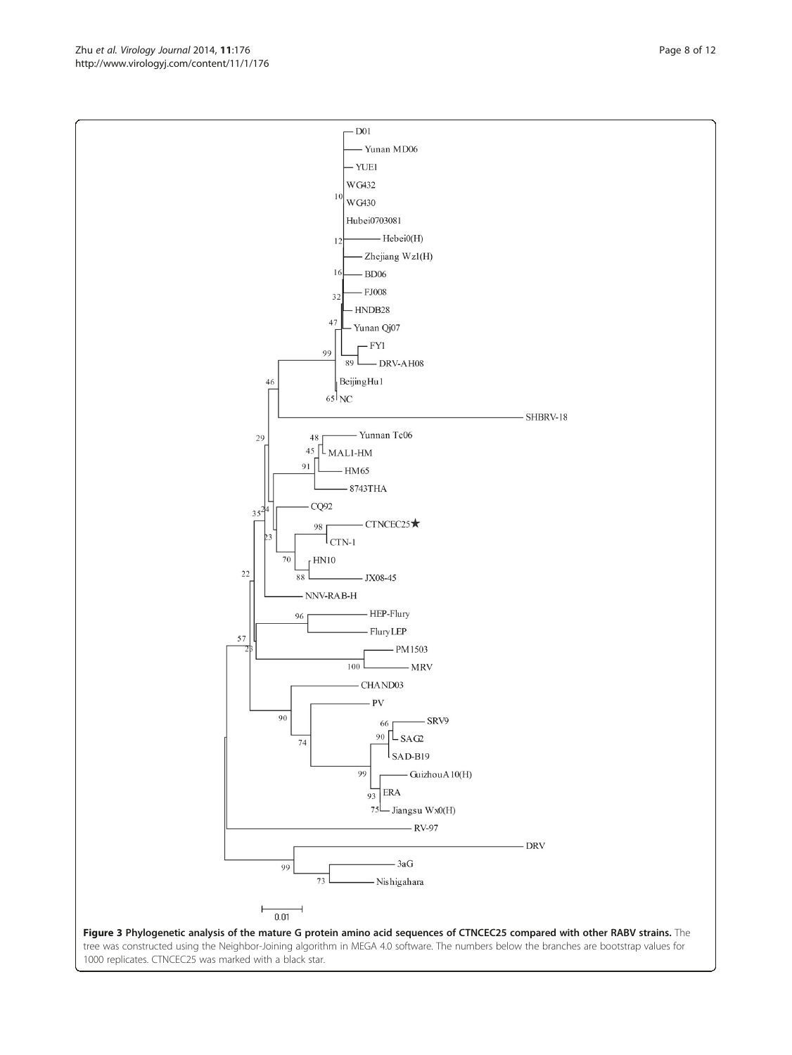**Figure 3 Phylogenetic analysis of the mature G protein amino acid sequences of CTNCEC25 compared with other RABV strains.** The tree was constructed using the Neighbor-Joining algorithm in MEGA 4.0 software. The numbers below the branches are bootstrap values for 1000 replicates. CTNCEC25 was marked with a black star.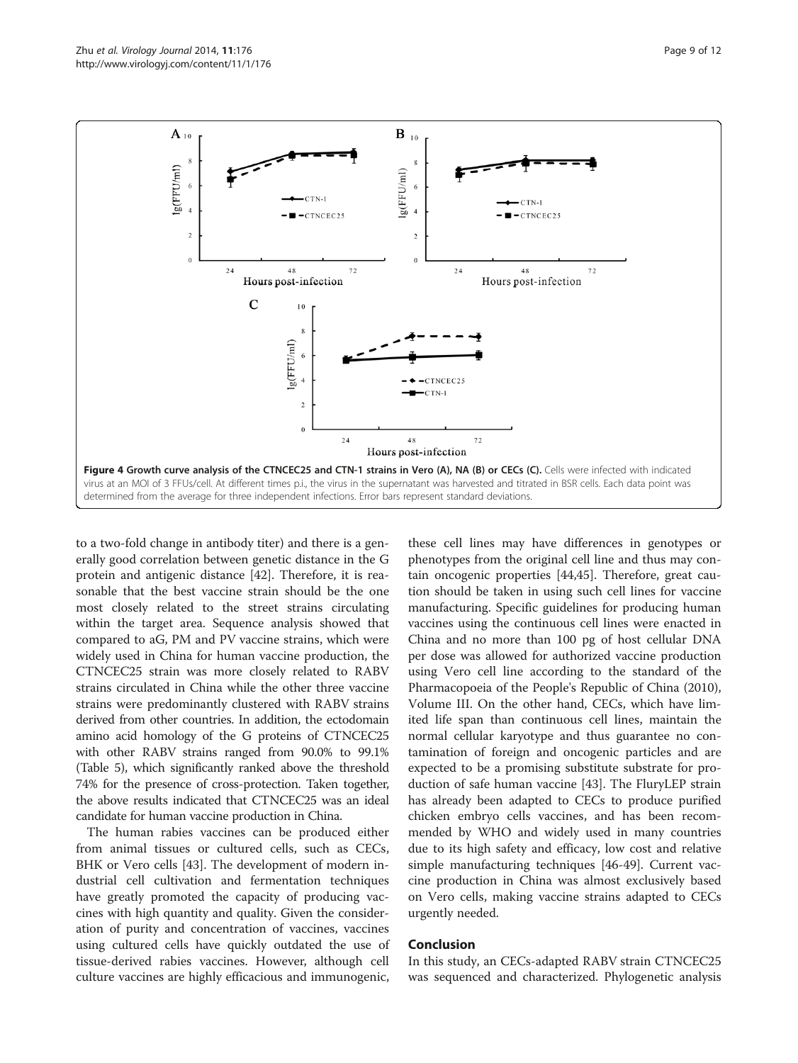**Figure 4 Growth curve analysis of the CTNCEC25 and CTN-1 strains in Vero (A), NA (B) or CECs (C).** Cells were infected with indicated virus at an MOI of 3 FFUs/cell. At different times p.i., the virus in the supernatant was harvested and titrated in BSR cells. Each data point was determined from the average for three independent infections. Error bars represent standard deviations.

to a two-fold change in antibody titer) and there is a generally good correlation between genetic distance in the G protein and antigenic distance [42]. Therefore, it is reasonable that the best vaccine strain should be the one most closely related to the street strains circulating within the target area. Sequence analysis showed that compared to aG, PM and PV vaccine strains, which were widely used in China for human vaccine production, the CTNCEC25 strain was more closely related to RABV strains circulated in China while the other three vaccine strains were predominantly clustered with RABV strains derived from other countries. In addition, the ectodomain amino acid homology of the G proteins of CTNCEC25 with other RABV strains ranged from 90.0% to 99.1% (Table 5), which significantly ranked above the threshold 74% for the presence of cross-protection. Taken together, the above results indicated that CTNCEC25 was an ideal candidate for human vaccine production in China.

The human rabies vaccines can be produced either from animal tissues or cultured cells, such as CECs, BHK or Vero cells [43]. The development of modern industrial cell cultivation and fermentation techniques have greatly promoted the capacity of producing vaccines with high quantity and quality. Given the consideration of purity and concentration of vaccines, vaccines using cultured cells have quickly outdated the use of tissue-derived rabies vaccines. However, although cell culture vaccines are highly efficacious and immunogenic, these cell lines may have differences in genotypes or phenotypes from the original cell line and thus may contain oncogenic properties [44,45]. Therefore, great caution should be taken in using such cell lines for vaccine manufacturing. Specific guidelines for producing human vaccines using the continuous cell lines were enacted in China and no more than 100 pg of host cellular DNA per dose was allowed for authorized vaccine production using Vero cell line according to the standard of the Pharmacopoeia of the People's Republic of China (2010), Volume III. On the other hand, CECs, which have limited life span than continuous cell lines, maintain the normal cellular karyotype and thus guarantee no contamination of foreign and oncogenic particles and are expected to be a promising substitute substrate for production of safe human vaccine [43]. The FluryLEP strain has already been adapted to CECs to produce purified chicken embryo cells vaccines, and has been recommended by WHO and widely used in many countries due to its high safety and efficacy, low cost and relative simple manufacturing techniques [46-49]. Current vaccine production in China was almost exclusively based on Vero cells, making vaccine strains adapted to CECs urgently needed.

## Conclusion

In this study, an CECs-adapted RABV strain CTNCEC25 was sequenced and characterized. Phylogenetic analysis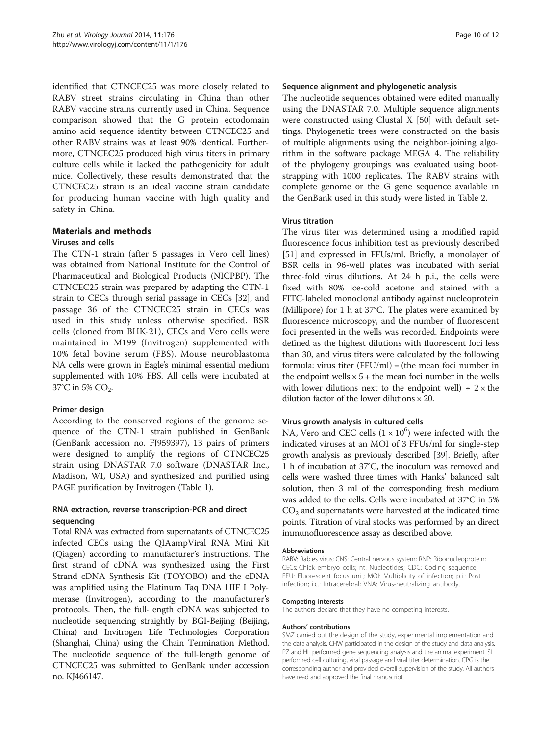identified that CTNCEC25 was more closely related to RABV street strains circulating in China than other RABV vaccine strains currently used in China. Sequence comparison showed that the G protein ectodomain amino acid sequence identity between CTNCEC25 and other RABV strains was at least 90% identical. Furthermore, CTNCEC25 produced high virus titers in primary culture cells while it lacked the pathogenicity for adult mice. Collectively, these results demonstrated that the CTNCEC25 strain is an ideal vaccine strain candidate for producing human vaccine with high quality and safety in China.

## Materials and methods

### Viruses and cells

The CTN-1 strain (after 5 passages in Vero cell lines) was obtained from National Institute for the Control of Pharmaceutical and Biological Products (NICPBP). The CTNCEC25 strain was prepared by adapting the CTN-1 strain to CECs through serial passage in CECs [32], and passage 36 of the CTNCEC25 strain in CECs was used in this study unless otherwise specified. BSR cells (cloned from BHK-21), CECs and Vero cells were maintained in M199 (Invitrogen) supplemented with 10% fetal bovine serum (FBS). Mouse neuroblastoma NA cells were grown in Eagle's minimal essential medium supplemented with 10% FBS. All cells were incubated at 37°C in 5% $CO_2$.

### Primer design

According to the conserved regions of the genome sequence of the CTN-1 strain published in GenBank (GenBank accession no. FJ959397), 13 pairs of primers were designed to amplify the regions of CTNCEC25 strain using DNASTAR 7.0 software (DNASTAR Inc., Madison, WI, USA) and synthesized and purified using PAGE purification by Invitrogen (Table 1).

### RNA extraction, reverse transcription-PCR and direct sequencing

Total RNA was extracted from supernatants of CTNCEC25 infected CECs using the QIAampViral RNA Mini Kit (Qiagen) according to manufacturer's instructions. The first strand of cDNA was synthesized using the First Strand cDNA Synthesis Kit (TOYOBO) and the cDNA was amplified using the Platinum Taq DNA HIF I Polymerase (Invitrogen), according to the manufacturer's protocols. Then, the full-length cDNA was subjected to nucleotide sequencing straightly by BGI-Beijing (Beijing, China) and Invitrogen Life Technologies Corporation (Shanghai, China) using the Chain Termination Method. The nucleotide sequence of the full-length genome of CTNCEC25 was submitted to GenBank under accession no. KJ466147.

### Sequence alignment and phylogenetic analysis

The nucleotide sequences obtained were edited manually using the DNASTAR 7.0. Multiple sequence alignments were constructed using Clustal X [50] with default settings. Phylogenetic trees were constructed on the basis of multiple alignments using the neighbor-joining algorithm in the software package MEGA 4. The reliability of the phylogeny groupings was evaluated using bootstrapping with 1000 replicates. The RABV strains with complete genome or the G gene sequence available in the GenBank used in this study were listed in Table 2.

### Virus titration

The virus titer was determined using a modified rapid fluorescence focus inhibition test as previously described [51] and expressed in FFUs/ml. Briefly, a monolayer of BSR cells in 96-well plates was incubated with serial three-fold virus dilutions. At 24 h p.i., the cells were fixed with 80% ice-cold acetone and stained with a FITC-labeled monoclonal antibody against nucleoprotein (Millipore) for 1 h at 37°C. The plates were examined by fluorescence microscopy, and the number of fluorescent foci presented in the wells was recorded. Endpoints were defined as the highest dilutions with fluorescent foci less than 30, and virus titers were calculated by the following formula: virus titer (FFU/ml) = (the mean foci number in the endpoint wells × 5 + the mean foci number in the wells with lower dilutions next to the endpoint well) ÷ 2 × the dilution factor of the lower dilutions × 20.

### Virus growth analysis in cultured cells

NA, Vero and CEC cells ($1 \times 10^6$) were infected with the indicated viruses at an MOI of 3 FFUs/ml for single-step growth analysis as previously described [39]. Briefly, after 1 h of incubation at 37°C, the inoculum was removed and cells were washed three times with Hanks' balanced salt solution, then 3 ml of the corresponding fresh medium was added to the cells. Cells were incubated at 37°C in 5% $CO_2$ and supernatants were harvested at the indicated time points. Titration of viral stocks was performed by an direct immunofluorescence assay as described above.

#### Abbreviations

RABV: Rabies virus; CNS: Central nervous system; RNP: Ribonucleoprotein; CECs: Chick embryo cells; nt: Nucleotides; CDC: Coding sequence; FFU: Fluorescent focus unit; MOI: Multiplicity of infection; p.i.: Post infection; i.c.: Intracerebral; VNA: Virus-neutralizing antibody.

#### Competing interests

The authors declare that they have no competing interests.

#### Authors' contributions

SMZ carried out the design of the study, experimental implementation and the data analysis. CHW participated in the design of the study and data analysis. PZ and HL performed gene sequencing analysis and the animal experiment. SL performed cell culturing, viral passage and viral titer determination. CPG is the corresponding author and provided overall supervision of the study. All authors have read and approved the final manuscript.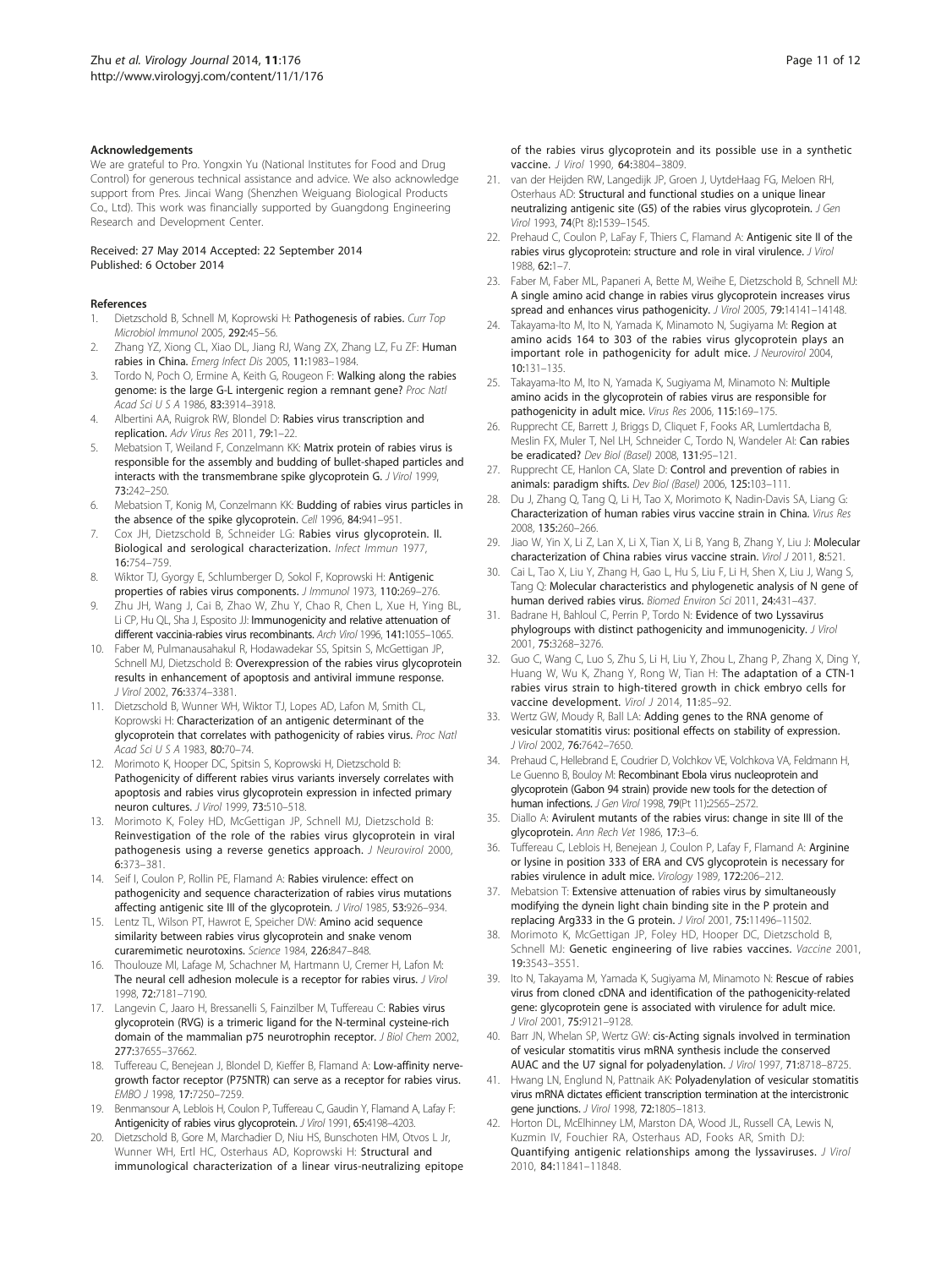### Acknowledgements

We are grateful to Pro. Yongxin Yu (National Institutes for Food and Drug Control) for generous technical assistance and advice. We also acknowledge support from Pres. Jincai Wang (Shenzhen Weiguang Biological Products Co., Ltd). This work was financially supported by Guangdong Engineering Research and Development Center.

Received: 27 May 2014 Accepted: 22 September 2014
Published: 6 October 2014

### References

1. Dietzschold B, Schnell M, Koprowski H: **Pathogenesis of rabies.** *Curr Top Microbiol Immunol* 2005, **292:**45–56.
2. Zhang YZ, Xiong CL, Xiao DL, Jiang RJ, Wang ZX, Zhang LZ, Fu ZF: **Human rabies in China.** *Emerg Infect Dis* 2005, **11:**1983–1984.
3. Tordo N, Poch O, Ermine A, Keith G, Rougeon F: **Walking along the rabies genome: is the large G-L intergenic region a remnant gene?** *Proc Natl Acad Sci U S A* 1986, **83:**3914–3918.
4. Albertini AA, Ruigrok RW, Blondel D: **Rabies virus transcription and replication.** *Adv Virus Res* 2011, **79:**1–22.
5. Mebatsion T, Weiland F, Conzelmann KK: **Matrix protein of rabies virus is responsible for the assembly and budding of bullet-shaped particles and interacts with the transmembrane spike glycoprotein G.** *J Virol* 1999, **73:**242–250.
6. Mebatsion T, Konig M, Conzelmann KK: **Budding of rabies virus particles in the absence of the spike glycoprotein.** *Cell* 1996, **84:**941–951.
7. Cox JH, Dietzschold B, Schneider LG: **Rabies virus glycoprotein. II. Biological and serological characterization.** *Infect Immun* 1977, **16:**754–759.
8. Wiktor TJ, Gyorgy E, Schlumberger D, Sokol F, Koprowski H: **Antigenic properties of rabies virus components.** *J Immunol* 1973, **110:**269–276.
9. Zhu JH, Wang J, Cai B, Zhao W, Zhu Y, Chao R, Chen L, Xue H, Ying BL, Li CP, Hu QL, Sha J, Esposito JJ: **Immunogenicity and relative attenuation of different vaccinia-rabies virus recombinants.** *Arch Virol* 1996, **141:**1055–1065.
10. Faber M, Pulmanausahakul R, Hodawadekar SS, Spitsin S, McGettigan JP, Schnell MJ, Dietzschold B: **Overexpression of the rabies virus glycoprotein results in enhancement of apoptosis and antiviral immune response.** *J Virol* 2002, **76:**3374–3381.
11. Dietzschold B, Wunner WH, Wiktor TJ, Lopes AD, Lafon M, Smith CL, Koprowski H: **Characterization of an antigenic determinant of the glycoprotein that correlates with pathogenicity of rabies virus.** *Proc Natl Acad Sci U S A* 1983, **80:**70–74.
12. Morimoto K, Hooper DC, Spitsin S, Koprowski H, Dietzschold B: **Pathogenicity of different rabies virus variants inversely correlates with apoptosis and rabies virus glycoprotein expression in infected primary neuron cultures.** *J Virol* 1999, **73:**510–518.
13. Morimoto K, Foley HD, McGettigan JP, Schnell MJ, Dietzschold B: **Reinvestigation of the role of the rabies virus glycoprotein in viral pathogenesis using a reverse genetics approach.** *J Neurovirol* 2000, **6:**373–381.
14. Seif I, Coulon P, Rollin PE, Flamand A: **Rabies virulence: effect on pathogenicity and sequence characterization of rabies virus mutations affecting antigenic site III of the glycoprotein.** *J Virol* 1985, **53:**926–934.
15. Lentz TL, Wilson PT, Hawrot E, Speicher DW: **Amino acid sequence similarity between rabies virus glycoprotein and snake venom curaremimetic neurotoxins.** *Science* 1984, **226:**847–848.
16. Thoulouze MI, Lafage M, Schachner M, Hartmann U, Cremer H, Lafon M: **The neural cell adhesion molecule is a receptor for rabies virus.** *J Virol* 1998, **72:**7181–7190.
17. Langevin C, Jaaro H, Bressanelli S, Fainzilber M, Tuffereau C: **Rabies virus glycoprotein (RVG) is a trimeric ligand for the N-terminal cysteine-rich domain of the mammalian p75 neurotrophin receptor.** *J Biol Chem* 2002, **277:**37655–37662.
18. Tuffereau C, Benejean J, Blondel D, Kieffer B, Flamand A: **Low-affinity nerve-growth factor receptor (P75NTR) can serve as a receptor for rabies virus.** *EMBO J* 1998, **17:**7250–7259.
19. Benmansour A, Leblois H, Coulon P, Tuffereau C, Gaudin Y, Flamand A, Lafay F: **Antigenicity of rabies virus glycoprotein.** *J Virol* 1991, **65:**4198–4203.
20. Dietzschold B, Gore M, Marchadier D, Niu HS, Bunschoten HM, Otvos L Jr, Wunner WH, Ertl HC, Osterhaus AD, Koprowski H: **Structural and immunological characterization of a linear virus-neutralizing epitope of the rabies virus glycoprotein and its possible use in a synthetic vaccine.** *J Virol* 1990, **64:**3804–3809.
21. van der Heijden RW, Langedijk JP, Groen J, UytdeHaag FG, Meloen RH, Osterhaus AD: **Structural and functional studies on a unique linear neutralizing antigenic site (G5) of the rabies virus glycoprotein.** *J Gen Virol* 1993, **74**(Pt 8)**:**1539–1545.
22. Prehaud C, Coulon P, LaFay F, Thiers C, Flamand A: **Antigenic site II of the rabies virus glycoprotein: structure and role in viral virulence.** *J Virol* 1988, **62:**1–7.
23. Faber M, Faber ML, Papaneri A, Bette M, Weihe E, Dietzschold B, Schnell MJ: **A single amino acid change in rabies virus glycoprotein increases virus spread and enhances virus pathogenicity.** *J Virol* 2005, **79:**14141–14148.
24. Takayama-Ito M, Ito N, Yamada K, Minamoto N, Sugiyama M: **Region at amino acids 164 to 303 of the rabies virus glycoprotein plays an important role in pathogenicity for adult mice.** *J Neurovirol* 2004, **10:**131–135.
25. Takayama-Ito M, Ito N, Yamada K, Sugiyama M, Minamoto N: **Multiple amino acids in the glycoprotein of rabies virus are responsible for pathogenicity in adult mice.** *Virus Res* 2006, **115:**169–175.
26. Rupprecht CE, Barrett J, Briggs D, Cliquet F, Fooks AR, Lumlertdacha B, Meslin FX, Muler T, Nel LH, Schneider C, Tordo N, Wandeler AI: **Can rabies be eradicated?** *Dev Biol (Basel)* 2008, **131:**95–121.
27. Rupprecht CE, Hanlon CA, Slate D: **Control and prevention of rabies in animals: paradigm shifts.** *Dev Biol (Basel)* 2006, **125:**103–111.
28. Du J, Zhang Q, Tang Q, Li H, Tao X, Morimoto K, Nadin-Davis SA, Liang G: **Characterization of human rabies virus vaccine strain in China.** *Virus Res* 2008, **135:**260–266.
29. Jiao W, Yin X, Li Z, Lan X, Li X, Tian X, Li B, Yang B, Zhang Y, Liu J: **Molecular characterization of China rabies virus vaccine strain.** *Virol J* 2011, **8:**521.
30. Cai L, Tao X, Liu Y, Zhang H, Gao L, Hu S, Liu F, Li H, Shen X, Liu J, Wang S, Tang Q: **Molecular characteristics and phylogenetic analysis of N gene of human derived rabies virus.** *Biomed Environ Sci* 2011, **24:**431–437.
31. Badrane H, Bahloul C, Perrin P, Tordo N: **Evidence of two Lyssavirus phylogroups with distinct pathogenicity and immunogenicity.** *J Virol* 2001, **75:**3268–3276.
32. Guo C, Wang C, Luo S, Zhu S, Li H, Liu Y, Zhou L, Zhang P, Zhang X, Ding Y, Huang W, Wu K, Zhang Y, Rong W, Tian H: **The adaptation of a CTN-1 rabies virus strain to high-titered growth in chick embryo cells for vaccine development.** *Virol J* 2014, **11:**85–92.
33. Wertz GW, Moudy R, Ball LA: **Adding genes to the RNA genome of vesicular stomatitis virus: positional effects on stability of expression.** *J Virol* 2002, **76:**7642–7650.
34. Prehaud C, Hellebrand E, Coudrier D, Volchkov VE, Volchkova VA, Feldmann H, Le Guenno B, Bouloy M: **Recombinant Ebola virus nucleoprotein and glycoprotein (Gabon 94 strain) provide new tools for the detection of human infections.** *J Gen Virol* 1998, **79**(Pt 11)**:**2565–2572.
35. Diallo A: **Avirulent mutants of the rabies virus: change in site III of the glycoprotein.** *Ann Rech Vet* 1986, **17:**3–6.
36. Tuffereau C, Leblois H, Benejean J, Coulon P, Lafay F, Flamand A: **Arginine or lysine in position 333 of ERA and CVS glycoprotein is necessary for rabies virulence in adult mice.** *Virology* 1989, **172:**206–212.
37. Mebatsion T: **Extensive attenuation of rabies virus by simultaneously modifying the dynein light chain binding site in the P protein and replacing Arg333 in the G protein.** *J Virol* 2001, **75:**11496–11502.
38. Morimoto K, McGettigan JP, Foley HD, Hooper DC, Dietzschold B, Schnell MJ: **Genetic engineering of live rabies vaccines.** *Vaccine* 2001, **19:**3543–3551.
39. Ito N, Takayama M, Yamada K, Sugiyama M, Minamoto N: **Rescue of rabies virus from cloned cDNA and identification of the pathogenicity-related gene: glycoprotein gene is associated with virulence for adult mice.** *J Virol* 2001, **75:**9121–9128.
40. Barr JN, Whelan SP, Wertz GW: **cis-Acting signals involved in termination of vesicular stomatitis virus mRNA synthesis include the conserved AUAC and the U7 signal for polyadenylation.** *J Virol* 1997, **71:**8718–8725.
41. Hwang LN, Englund N, Pattnaik AK: **Polyadenylation of vesicular stomatitis virus mRNA dictates efficient transcription termination at the intercistronic gene junctions.** *J Virol* 1998, **72:**1805–1813.
42. Horton DL, McElhinney LM, Marston DA, Wood JL, Russell CA, Lewis N, Kuzmin IV, Fouchier RA, Osterhaus AD, Fooks AR, Smith DJ: **Quantifying antigenic relationships among the lyssaviruses.** *J Virol* 2010, **84:**11841–11848.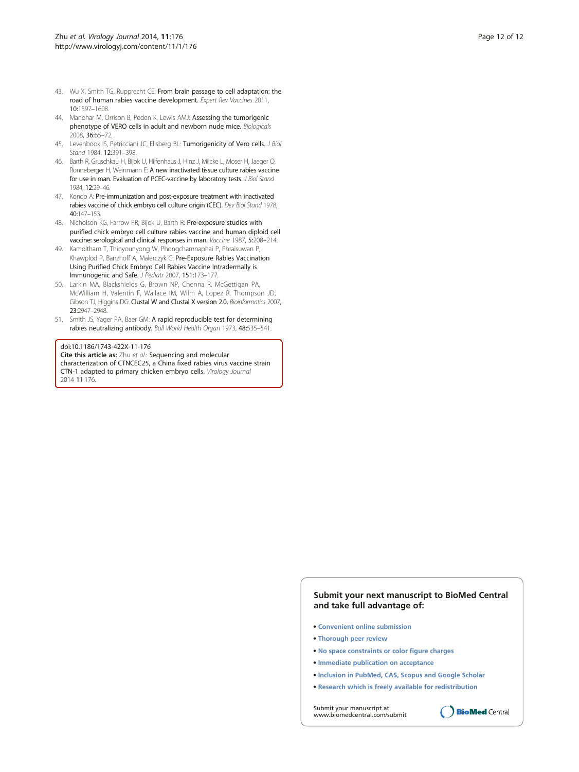43. Wu X, Smith TG, Rupprecht CE: **From brain passage to cell adaptation: the road of human rabies vaccine development.** *Expert Rev Vaccines* 2011, **10:**1597–1608.
44. Manohar M, Orrison B, Peden K, Lewis AMJ: **Assessing the tumorigenic phenotype of VERO cells in adult and newborn nude mice.** *Biologicals* 2008, **36:**65–72.
45. Levenbook IS, Petricciani JC, Elisberg BL: **Tumorigenicity of Vero cells.** *J Biol Stand* 1984, **12:**391–398.
46. Barth R, Gruschkau H, Bijok U, Hilfenhaus J, Hinz J, Milcke L, Moser H, Jaeger O, Ronneberger H, Weinmann E: **A new inactivated tissue culture rabies vaccine for use in man. Evaluation of PCEC-vaccine by laboratory tests.** *J Biol Stand* 1984, **12:**29–46.
47. Kondo A: **Pre-immunization and post-exposure treatment with inactivated rabies vaccine of chick embryo cell culture origin (CEC).** *Dev Biol Stand* 1978, **40:**147–153.
48. Nicholson KG, Farrow PR, Bijok U, Barth R: **Pre-exposure studies with purified chick embryo cell culture rabies vaccine and human diploid cell vaccine: serological and clinical responses in man.** *Vaccine* 1987, **5:**208–214.
49. Kamoltham T, Thinyounyong W, Phongchamnaphai P, Phraisuwan P, Khawplod P, Banzhoff A, Malerczyk C: **Pre-Exposure Rabies Vaccination Using Purified Chick Embryo Cell Rabies Vaccine Intradermally is Immunogenic and Safe.** *J Pediatr* 2007, **151:**173–177.
50. Larkin MA, Blackshields G, Brown NP, Chenna R, McGettigan PA, McWilliam H, Valentin F, Wallace IM, Wilm A, Lopez R, Thompson JD, Gibson TJ, Higgins DG: **Clustal W and Clustal X version 2.0.** *Bioinformatics* 2007, **23:**2947–2948.
51. Smith JS, Yager PA, Baer GM: **A rapid reproducible test for determining rabies neutralizing antibody.** *Bull World Health Organ* 1973, **48:**535–541.

doi:10.1186/1743-422X-11-176
**Cite this article as:** Zhu *et al.*: Sequencing and molecular characterization of CTNCEC25, a China fixed rabies virus vaccine strain CTN-1 adapted to primary chicken embryo cells. *Virology Journal* 2014 **11**:176.

**Submit your next manuscript to BioMed Central and take full advantage of:**

- **Convenient online submission**
- **Thorough peer review**
- **No space constraints or color figure charges**
- **Immediate publication on acceptance**
- **Inclusion in PubMed, CAS, Scopus and Google Scholar**
- **Research which is freely available for redistribution**

Submit your manuscript at
www.biomedcentral.com/submit

BioMed Central